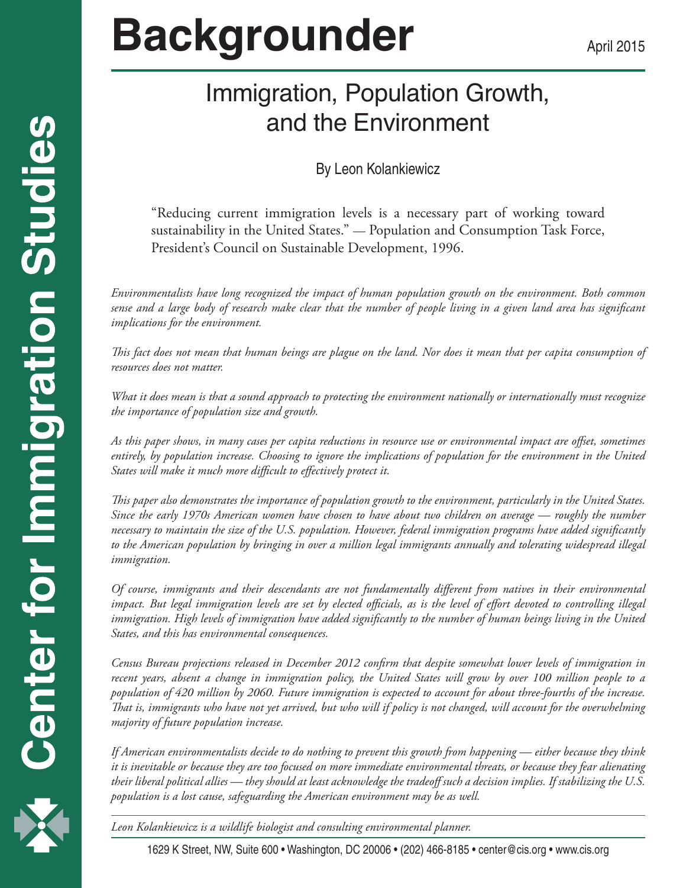# Backgrounder

April 2015

## Immigration, Population Growth, and the Environment

By Leon Kolankiewicz

"Reducing current immigration levels is a necessary part of working toward sustainability in the United States." — Population and Consumption Task Force, President's Council on Sustainable Development, 1996.

*Environmentalists have long recognized the impact of human population growth on the environment. Both common sense and a large body of research make clear that the number of people living in a given land area has significant implications for the environment.*

*This fact does not mean that human beings are plague on the land. Nor does it mean that per capita consumption of resources does not matter.*

*What it does mean is that a sound approach to protecting the environment nationally or internationally must recognize the importance of population size and growth.*

*As this paper shows, in many cases per capita reductions in resource use or environmental impact are offset, sometimes entirely, by population increase. Choosing to ignore the implications of population for the environment in the United States will make it much more difficult to effectively protect it.*

*This paper also demonstrates the importance of population growth to the environment, particularly in the United States. Since the early 1970s American women have chosen to have about two children on average — roughly the number necessary to maintain the size of the U.S. population. However, federal immigration programs have added significantly to the American population by bringing in over a million legal immigrants annually and tolerating widespread illegal immigration.*

*Of course, immigrants and their descendants are not fundamentally different from natives in their environmental impact. But legal immigration levels are set by elected officials, as is the level of effort devoted to controlling illegal immigration. High levels of immigration have added significantly to the number of human beings living in the United States, and this has environmental consequences.*

*Census Bureau projections released in December 2012 confirm that despite somewhat lower levels of immigration in recent years, absent a change in immigration policy, the United States will grow by over 100 million people to a population of 420 million by 2060. Future immigration is expected to account for about three-fourths of the increase. That is, immigrants who have not yet arrived, but who will if policy is not changed, will account for the overwhelming majority of future population increase.*

*If American environmentalists decide to do nothing to prevent this growth from happening — either because they think it is inevitable or because they are too focused on more immediate environmental threats, or because they fear alienating their liberal political allies — they should at least acknowledge the tradeoff such a decision implies. If stabilizing the U.S. population is a lost cause, safeguarding the American environment may be as well.*

*Leon Kolankiewicz is a wildlife biologist and consulting environmental planner.*

Center for Immigration Studies

1629 K Street, NW, Suite 600 • Washington, DC 20006 • (202) 466-8185 • center@cis.org • www.cis.org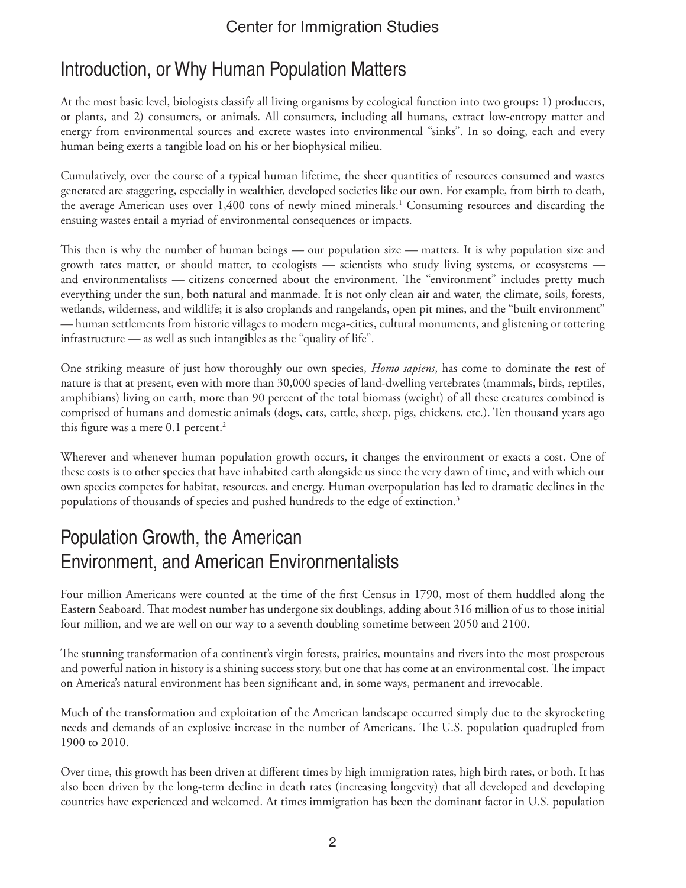## Introduction, or Why Human Population Matters

At the most basic level, biologists classify all living organisms by ecological function into two groups: 1) producers, or plants, and 2) consumers, or animals. All consumers, including all humans, extract low-entropy matter and energy from environmental sources and excrete wastes into environmental "sinks". In so doing, each and every human being exerts a tangible load on his or her biophysical milieu.

Cumulatively, over the course of a typical human lifetime, the sheer quantities of resources consumed and wastes generated are staggering, especially in wealthier, developed societies like our own. For example, from birth to death, the average American uses over 1,400 tons of newly mined minerals.[1] Consuming resources and discarding the ensuing wastes entail a myriad of environmental consequences or impacts.

This then is why the number of human beings — our population size — matters. It is why population size and growth rates matter, or should matter, to ecologists — scientists who study living systems, or ecosystems — and environmentalists — citizens concerned about the environment. The "environment" includes pretty much everything under the sun, both natural and manmade. It is not only clean air and water, the climate, soils, forests, wetlands, wilderness, and wildlife; it is also croplands and rangelands, open pit mines, and the "built environment" — human settlements from historic villages to modern mega-cities, cultural monuments, and glistening or tottering infrastructure — as well as such intangibles as the "quality of life".

One striking measure of just how thoroughly our own species, *Homo sapiens*, has come to dominate the rest of nature is that at present, even with more than 30,000 species of land-dwelling vertebrates (mammals, birds, reptiles, amphibians) living on earth, more than 90 percent of the total biomass (weight) of all these creatures combined is comprised of humans and domestic animals (dogs, cats, cattle, sheep, pigs, chickens, etc.). Ten thousand years ago this figure was a mere 0.1 percent.[2]

Wherever and whenever human population growth occurs, it changes the environment or exacts a cost. One of these costs is to other species that have inhabited earth alongside us since the very dawn of time, and with which our own species competes for habitat, resources, and energy. Human overpopulation has led to dramatic declines in the populations of thousands of species and pushed hundreds to the edge of extinction.[3]

## Population Growth, the American Environment, and American Environmentalists

Four million Americans were counted at the time of the first Census in 1790, most of them huddled along the Eastern Seaboard. That modest number has undergone six doublings, adding about 316 million of us to those initial four million, and we are well on our way to a seventh doubling sometime between 2050 and 2100.

The stunning transformation of a continent's virgin forests, prairies, mountains and rivers into the most prosperous and powerful nation in history is a shining success story, but one that has come at an environmental cost. The impact on America's natural environment has been significant and, in some ways, permanent and irrevocable.

Much of the transformation and exploitation of the American landscape occurred simply due to the skyrocketing needs and demands of an explosive increase in the number of Americans. The U.S. population quadrupled from 1900 to 2010.

Over time, this growth has been driven at different times by high immigration rates, high birth rates, or both. It has also been driven by the long-term decline in death rates (increasing longevity) that all developed and developing countries have experienced and welcomed. At times immigration has been the dominant factor in U.S. population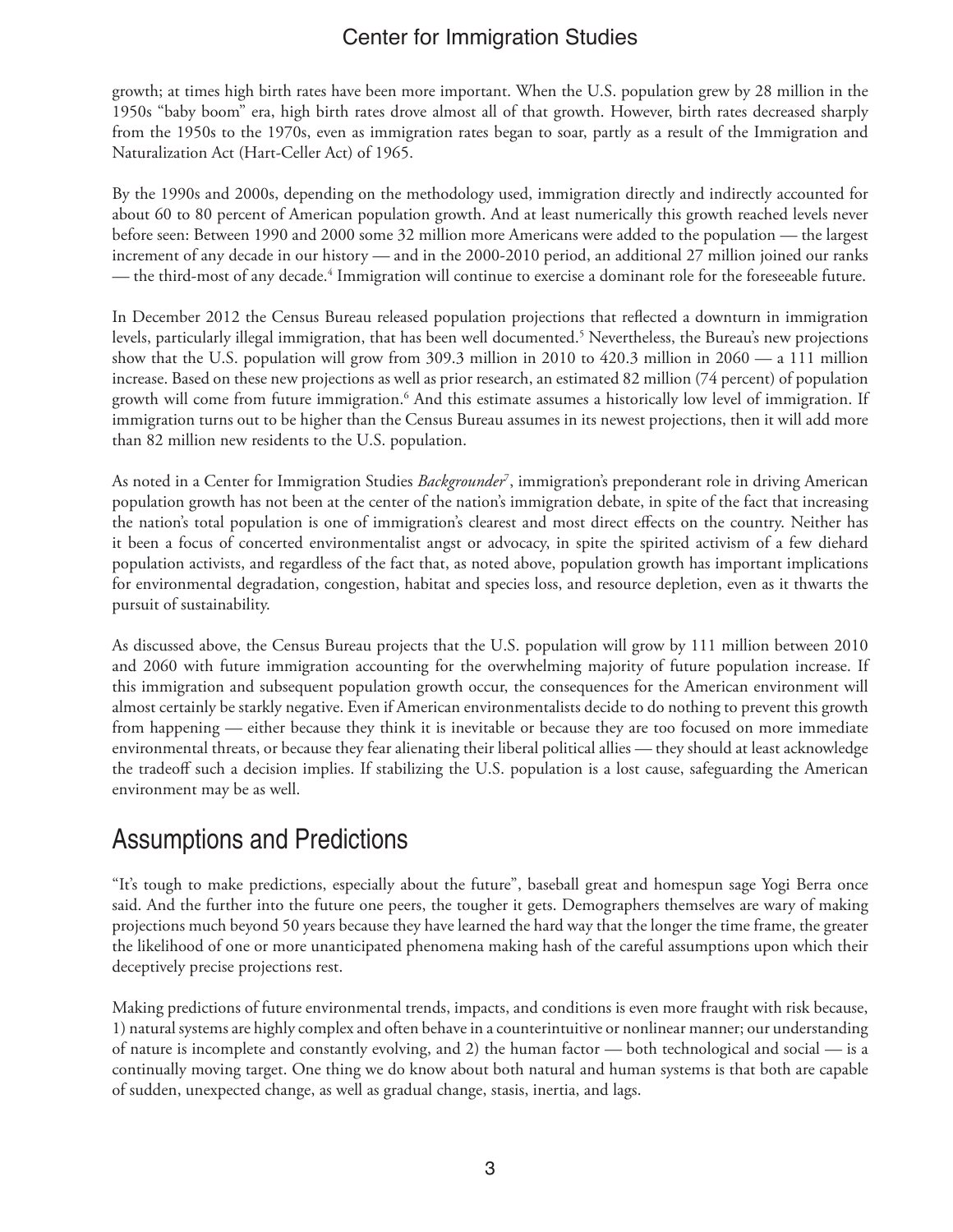growth; at times high birth rates have been more important. When the U.S. population grew by 28 million in the 1950s "baby boom" era, high birth rates drove almost all of that growth. However, birth rates decreased sharply from the 1950s to the 1970s, even as immigration rates began to soar, partly as a result of the Immigration and Naturalization Act (Hart-Celler Act) of 1965.

By the 1990s and 2000s, depending on the methodology used, immigration directly and indirectly accounted for about 60 to 80 percent of American population growth. And at least numerically this growth reached levels never before seen: Between 1990 and 2000 some 32 million more Americans were added to the population — the largest increment of any decade in our history — and in the 2000-2010 period, an additional 27 million joined our ranks — the third-most of any decade.[4] Immigration will continue to exercise a dominant role for the foreseeable future.

In December 2012 the Census Bureau released population projections that reflected a downturn in immigration levels, particularly illegal immigration, that has been well documented.[5] Nevertheless, the Bureau's new projections show that the U.S. population will grow from 309.3 million in 2010 to 420.3 million in 2060 — a 111 million increase. Based on these new projections as well as prior research, an estimated 82 million (74 percent) of population growth will come from future immigration.[6] And this estimate assumes a historically low level of immigration. If immigration turns out to be higher than the Census Bureau assumes in its newest projections, then it will add more than 82 million new residents to the U.S. population.

As noted in a Center for Immigration Studies *Backgrounder*[7], immigration's preponderant role in driving American population growth has not been at the center of the nation's immigration debate, in spite of the fact that increasing the nation's total population is one of immigration's clearest and most direct effects on the country. Neither has it been a focus of concerted environmentalist angst or advocacy, in spite the spirited activism of a few diehard population activists, and regardless of the fact that, as noted above, population growth has important implications for environmental degradation, congestion, habitat and species loss, and resource depletion, even as it thwarts the pursuit of sustainability.

As discussed above, the Census Bureau projects that the U.S. population will grow by 111 million between 2010 and 2060 with future immigration accounting for the overwhelming majority of future population increase. If this immigration and subsequent population growth occur, the consequences for the American environment will almost certainly be starkly negative. Even if American environmentalists decide to do nothing to prevent this growth from happening — either because they think it is inevitable or because they are too focused on more immediate environmental threats, or because they fear alienating their liberal political allies — they should at least acknowledge the tradeoff such a decision implies. If stabilizing the U.S. population is a lost cause, safeguarding the American environment may be as well.

## Assumptions and Predictions

"It's tough to make predictions, especially about the future", baseball great and homespun sage Yogi Berra once said. And the further into the future one peers, the tougher it gets. Demographers themselves are wary of making projections much beyond 50 years because they have learned the hard way that the longer the time frame, the greater the likelihood of one or more unanticipated phenomena making hash of the careful assumptions upon which their deceptively precise projections rest.

Making predictions of future environmental trends, impacts, and conditions is even more fraught with risk because, 1) natural systems are highly complex and often behave in a counterintuitive or nonlinear manner; our understanding of nature is incomplete and constantly evolving, and 2) the human factor — both technological and social — is a continually moving target. One thing we do know about both natural and human systems is that both are capable of sudden, unexpected change, as well as gradual change, stasis, inertia, and lags.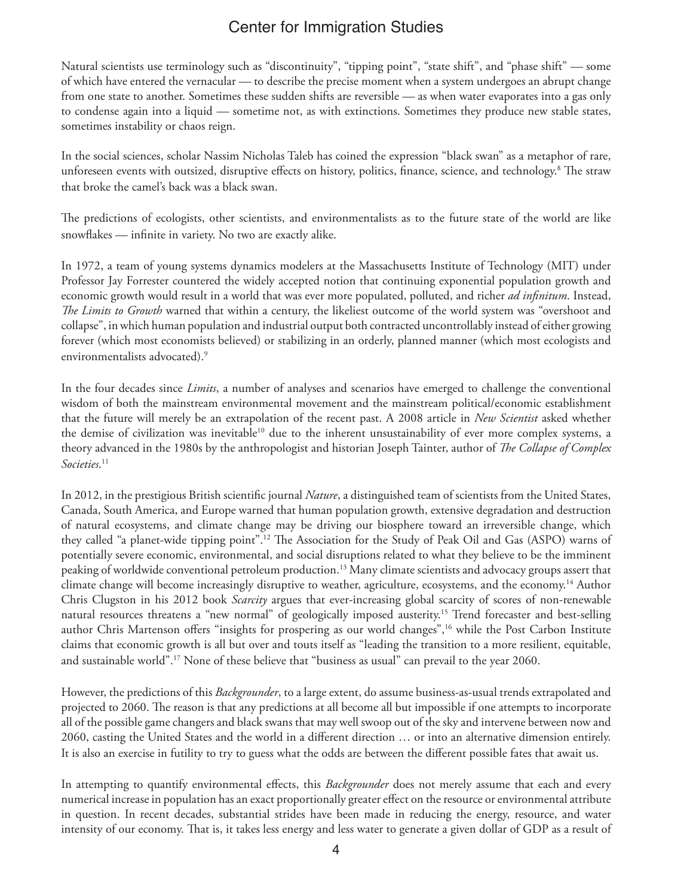Natural scientists use terminology such as "discontinuity", "tipping point", "state shift", and "phase shift" — some of which have entered the vernacular — to describe the precise moment when a system undergoes an abrupt change from one state to another. Sometimes these sudden shifts are reversible — as when water evaporates into a gas only to condense again into a liquid — sometime not, as with extinctions. Sometimes they produce new stable states, sometimes instability or chaos reign.

In the social sciences, scholar Nassim Nicholas Taleb has coined the expression "black swan" as a metaphor of rare, unforeseen events with outsized, disruptive effects on history, politics, finance, science, and technology.[8] The straw that broke the camel's back was a black swan.

The predictions of ecologists, other scientists, and environmentalists as to the future state of the world are like snowflakes — infinite in variety. No two are exactly alike.

In 1972, a team of young systems dynamics modelers at the Massachusetts Institute of Technology (MIT) under Professor Jay Forrester countered the widely accepted notion that continuing exponential population growth and economic growth would result in a world that was ever more populated, polluted, and richer *ad infinitum*. Instead, *The Limits to Growth* warned that within a century, the likeliest outcome of the world system was "overshoot and collapse", in which human population and industrial output both contracted uncontrollably instead of either growing forever (which most economists believed) or stabilizing in an orderly, planned manner (which most ecologists and environmentalists advocated).[9]

In the four decades since *Limits*, a number of analyses and scenarios have emerged to challenge the conventional wisdom of both the mainstream environmental movement and the mainstream political/economic establishment that the future will merely be an extrapolation of the recent past. A 2008 article in *New Scientist* asked whether the demise of civilization was inevitable[10] due to the inherent unsustainability of ever more complex systems, a theory advanced in the 1980s by the anthropologist and historian Joseph Tainter, author of *The Collapse of Complex Societies*.[11]

In 2012, in the prestigious British scientific journal *Nature*, a distinguished team of scientists from the United States, Canada, South America, and Europe warned that human population growth, extensive degradation and destruction of natural ecosystems, and climate change may be driving our biosphere toward an irreversible change, which they called "a planet-wide tipping point".[12] The Association for the Study of Peak Oil and Gas (ASPO) warns of potentially severe economic, environmental, and social disruptions related to what they believe to be the imminent peaking of worldwide conventional petroleum production.[13] Many climate scientists and advocacy groups assert that climate change will become increasingly disruptive to weather, agriculture, ecosystems, and the economy.[14] Author Chris Clugston in his 2012 book *Scarcity* argues that ever-increasing global scarcity of scores of non-renewable natural resources threatens a "new normal" of geologically imposed austerity.[15] Trend forecaster and best-selling author Chris Martenson offers "insights for prospering as our world changes",[16] while the Post Carbon Institute claims that economic growth is all but over and touts itself as "leading the transition to a more resilient, equitable, and sustainable world".[17] None of these believe that "business as usual" can prevail to the year 2060.

However, the predictions of this *Backgrounder*, to a large extent, do assume business-as-usual trends extrapolated and projected to 2060. The reason is that any predictions at all become all but impossible if one attempts to incorporate all of the possible game changers and black swans that may well swoop out of the sky and intervene between now and 2060, casting the United States and the world in a different direction … or into an alternative dimension entirely. It is also an exercise in futility to try to guess what the odds are between the different possible fates that await us.

In attempting to quantify environmental effects, this *Backgrounder* does not merely assume that each and every numerical increase in population has an exact proportionally greater effect on the resource or environmental attribute in question. In recent decades, substantial strides have been made in reducing the energy, resource, and water intensity of our economy. That is, it takes less energy and less water to generate a given dollar of GDP as a result of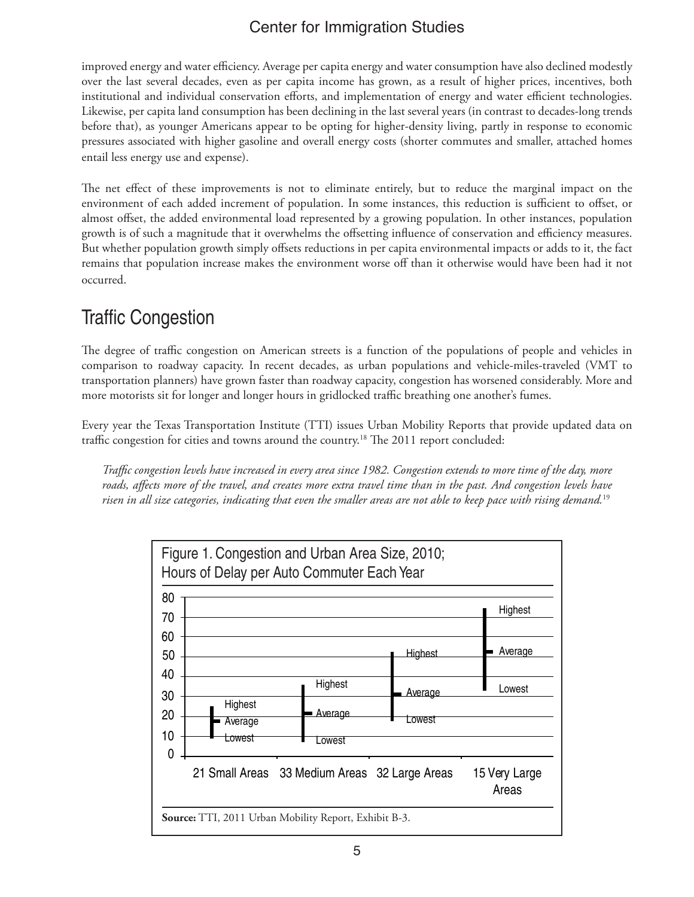improved energy and water efficiency. Average per capita energy and water consumption have also declined modestly over the last several decades, even as per capita income has grown, as a result of higher prices, incentives, both institutional and individual conservation efforts, and implementation of energy and water efficient technologies. Likewise, per capita land consumption has been declining in the last several years (in contrast to decades-long trends before that), as younger Americans appear to be opting for higher-density living, partly in response to economic pressures associated with higher gasoline and overall energy costs (shorter commutes and smaller, attached homes entail less energy use and expense).

The net effect of these improvements is not to eliminate entirely, but to reduce the marginal impact on the environment of each added increment of population. In some instances, this reduction is sufficient to offset, or almost offset, the added environmental load represented by a growing population. In other instances, population growth is of such a magnitude that it overwhelms the offsetting influence of conservation and efficiency measures. But whether population growth simply offsets reductions in per capita environmental impacts or adds to it, the fact remains that population increase makes the environment worse off than it otherwise would have been had it not occurred.

## Traffic Congestion

The degree of traffic congestion on American streets is a function of the populations of people and vehicles in comparison to roadway capacity. In recent decades, as urban populations and vehicle-miles-traveled (VMT to transportation planners) have grown faster than roadway capacity, congestion has worsened considerably. More and more motorists sit for longer and longer hours in gridlocked traffic breathing one another's fumes.

Every year the Texas Transportation Institute (TTI) issues Urban Mobility Reports that provide updated data on traffic congestion for cities and towns around the country.[18] The 2011 report concluded:

> *Traffic congestion levels have increased in every area since 1982. Congestion extends to more time of the day, more roads, affects more of the travel, and creates more extra travel time than in the past. And congestion levels have risen in all size categories, indicating that even the smaller areas are not able to keep pace with rising demand.*[19]

Figure 1. Congestion and Urban Area Size, 2010; Hours of Delay per Auto Commuter Each Year

**Source:** TTI, 2011 Urban Mobility Report, Exhibit B-3.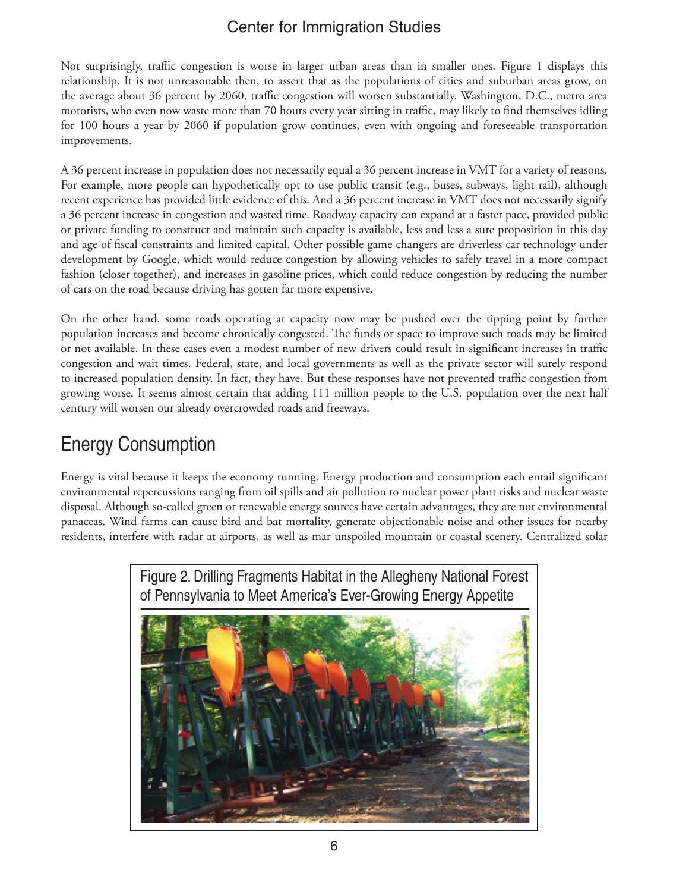Not surprisingly, traffic congestion is worse in larger urban areas than in smaller ones. Figure 1 displays this relationship. It is not unreasonable then, to assert that as the populations of cities and suburban areas grow, on the average about 36 percent by 2060, traffic congestion will worsen substantially. Washington, D.C., metro area motorists, who even now waste more than 70 hours every year sitting in traffic, may likely to find themselves idling for 100 hours a year by 2060 if population grow continues, even with ongoing and foreseeable transportation improvements.

A 36 percent increase in population does not necessarily equal a 36 percent increase in VMT for a variety of reasons. For example, more people can hypothetically opt to use public transit (e.g., buses, subways, light rail), although recent experience has provided little evidence of this. And a 36 percent increase in VMT does not necessarily signify a 36 percent increase in congestion and wasted time. Roadway capacity can expand at a faster pace, provided public or private funding to construct and maintain such capacity is available, less and less a sure proposition in this day and age of fiscal constraints and limited capital. Other possible game changers are driverless car technology under development by Google, which would reduce congestion by allowing vehicles to safely travel in a more compact fashion (closer together), and increases in gasoline prices, which could reduce congestion by reducing the number of cars on the road because driving has gotten far more expensive.

On the other hand, some roads operating at capacity now may be pushed over the tipping point by further population increases and become chronically congested. The funds or space to improve such roads may be limited or not available. In these cases even a modest number of new drivers could result in significant increases in traffic congestion and wait times. Federal, state, and local governments as well as the private sector will surely respond to increased population density. In fact, they have. But these responses have not prevented traffic congestion from growing worse. It seems almost certain that adding 111 million people to the U.S. population over the next half century will worsen our already overcrowded roads and freeways.

## Energy Consumption

Energy is vital because it keeps the economy running. Energy production and consumption each entail significant environmental repercussions ranging from oil spills and air pollution to nuclear power plant risks and nuclear waste disposal. Although so-called green or renewable energy sources have certain advantages, they are not environmental panaceas. Wind farms can cause bird and bat mortality, generate objectionable noise and other issues for nearby residents, interfere with radar at airports, as well as mar unspoiled mountain or coastal scenery. Centralized solar

Figure 2. Drilling Fragments Habitat in the Allegheny National Forest of Pennsylvania to Meet America's Ever-Growing Energy Appetite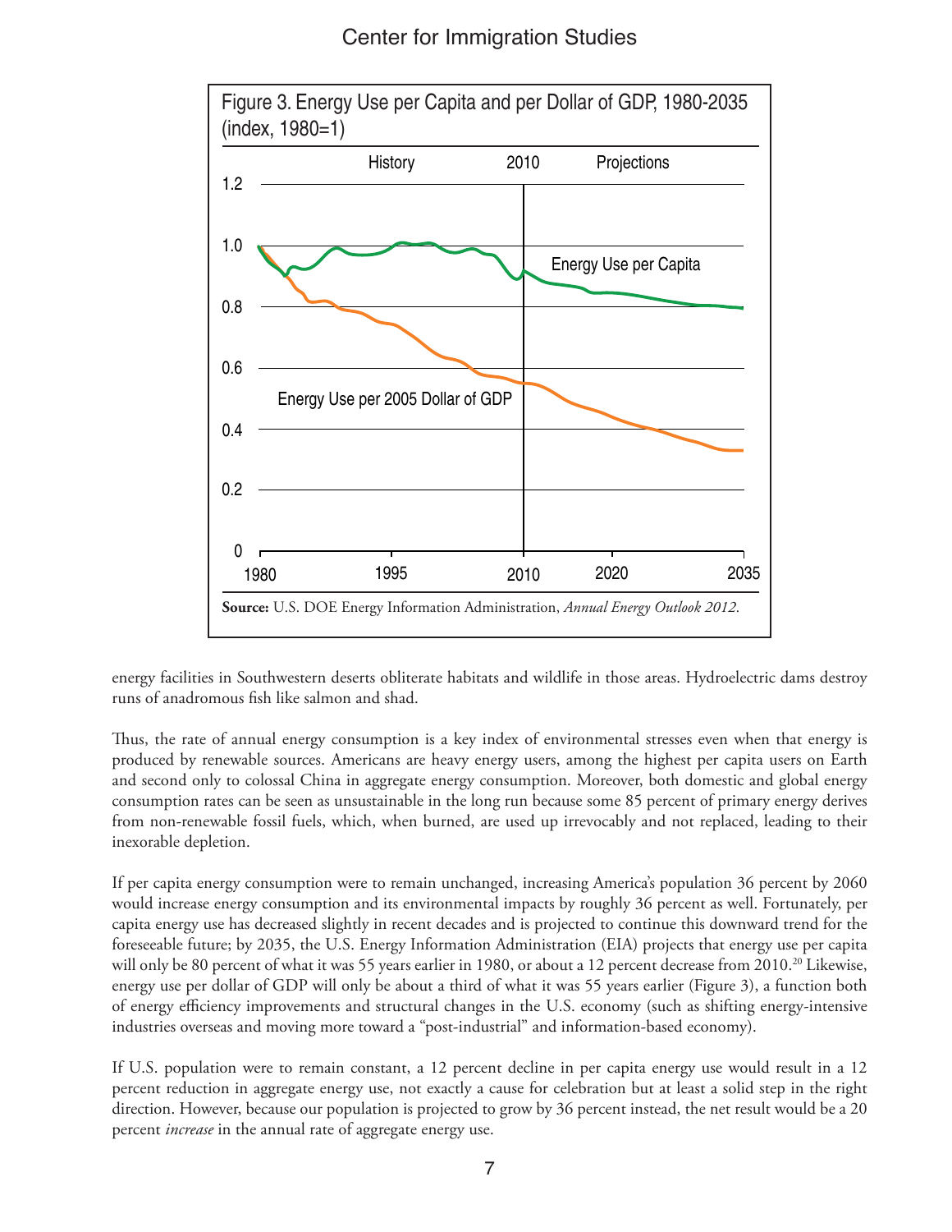Figure 3. Energy Use per Capita and per Dollar of GDP, 1980-2035 (index, 1980=1)

**Source:** U.S. DOE Energy Information Administration, *Annual Energy Outlook 2012.*

energy facilities in Southwestern deserts obliterate habitats and wildlife in those areas. Hydroelectric dams destroy runs of anadromous fish like salmon and shad.

Thus, the rate of annual energy consumption is a key index of environmental stresses even when that energy is produced by renewable sources. Americans are heavy energy users, among the highest per capita users on Earth and second only to colossal China in aggregate energy consumption. Moreover, both domestic and global energy consumption rates can be seen as unsustainable in the long run because some 85 percent of primary energy derives from non-renewable fossil fuels, which, when burned, are used up irrevocably and not replaced, leading to their inexorable depletion.

If per capita energy consumption were to remain unchanged, increasing America's population 36 percent by 2060 would increase energy consumption and its environmental impacts by roughly 36 percent as well. Fortunately, per capita energy use has decreased slightly in recent decades and is projected to continue this downward trend for the foreseeable future; by 2035, the U.S. Energy Information Administration (EIA) projects that energy use per capita will only be 80 percent of what it was 55 years earlier in 1980, or about a 12 percent decrease from 2010.[20] Likewise, energy use per dollar of GDP will only be about a third of what it was 55 years earlier (Figure 3), a function both of energy efficiency improvements and structural changes in the U.S. economy (such as shifting energy-intensive industries overseas and moving more toward a "post-industrial" and information-based economy).

If U.S. population were to remain constant, a 12 percent decline in per capita energy use would result in a 12 percent reduction in aggregate energy use, not exactly a cause for celebration but at least a solid step in the right direction. However, because our population is projected to grow by 36 percent instead, the net result would be a 20 percent *increase* in the annual rate of aggregate energy use.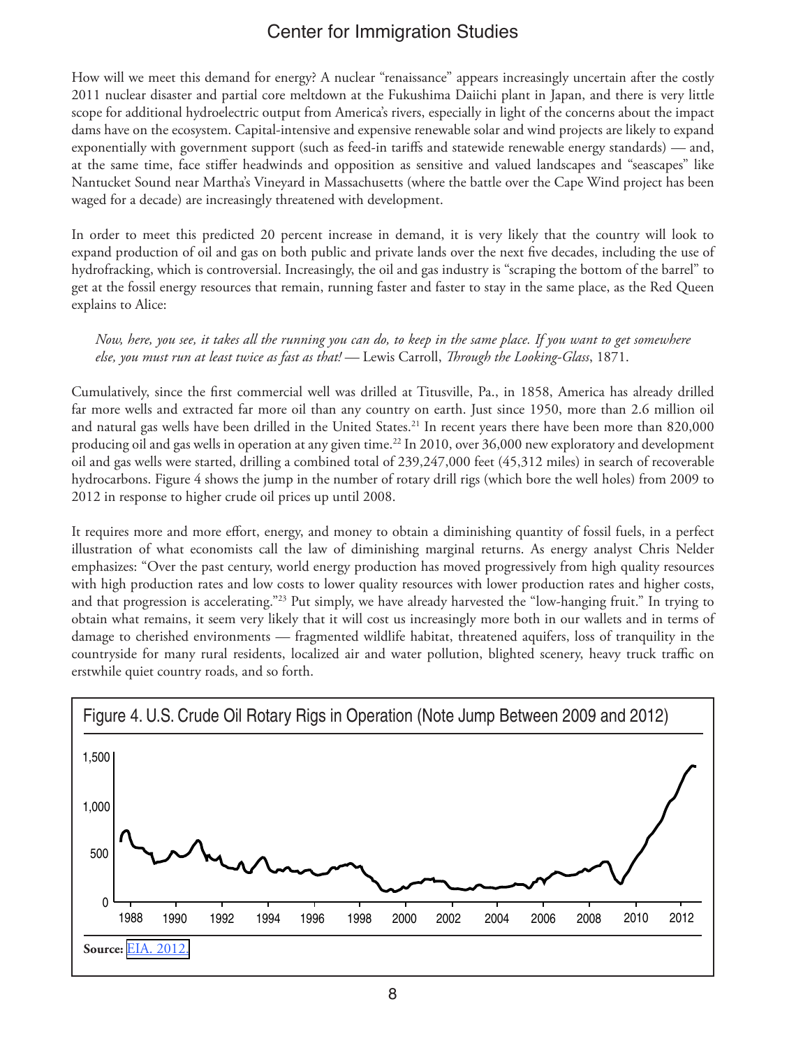How will we meet this demand for energy? A nuclear "renaissance" appears increasingly uncertain after the costly 2011 nuclear disaster and partial core meltdown at the Fukushima Daiichi plant in Japan, and there is very little scope for additional hydroelectric output from America's rivers, especially in light of the concerns about the impact dams have on the ecosystem. Capital-intensive and expensive renewable solar and wind projects are likely to expand exponentially with government support (such as feed-in tariffs and statewide renewable energy standards) — and, at the same time, face stiffer headwinds and opposition as sensitive and valued landscapes and "seascapes" like Nantucket Sound near Martha's Vineyard in Massachusetts (where the battle over the Cape Wind project has been waged for a decade) are increasingly threatened with development.

In order to meet this predicted 20 percent increase in demand, it is very likely that the country will look to expand production of oil and gas on both public and private lands over the next five decades, including the use of hydrofracking, which is controversial. Increasingly, the oil and gas industry is "scraping the bottom of the barrel" to get at the fossil energy resources that remain, running faster and faster to stay in the same place, as the Red Queen explains to Alice:

> *Now, here, you see, it takes all the running you can do, to keep in the same place. If you want to get somewhere else, you must run at least twice as fast as that!* — Lewis Carroll, *Through the Looking-Glass*, 1871.

Cumulatively, since the first commercial well was drilled at Titusville, Pa., in 1858, America has already drilled far more wells and extracted far more oil than any country on earth. Just since 1950, more than 2.6 million oil and natural gas wells have been drilled in the United States.[21] In recent years there have been more than 820,000 producing oil and gas wells in operation at any given time.[22] In 2010, over 36,000 new exploratory and development oil and gas wells were started, drilling a combined total of 239,247,000 feet (45,312 miles) in search of recoverable hydrocarbons. Figure 4 shows the jump in the number of rotary drill rigs (which bore the well holes) from 2009 to 2012 in response to higher crude oil prices up until 2008.

It requires more and more effort, energy, and money to obtain a diminishing quantity of fossil fuels, in a perfect illustration of what economists call the law of diminishing marginal returns. As energy analyst Chris Nelder emphasizes: "Over the past century, world energy production has moved progressively from high quality resources with high production rates and low costs to lower quality resources with lower production rates and higher costs, and that progression is accelerating."[23] Put simply, we have already harvested the "low-hanging fruit." In trying to obtain what remains, it seem very likely that it will cost us increasingly more both in our wallets and in terms of damage to cherished environments — fragmented wildlife habitat, threatened aquifers, loss of tranquility in the countryside for many rural residents, localized air and water pollution, blighted scenery, heavy truck traffic on erstwhile quiet country roads, and so forth.

Figure 4. U.S. Crude Oil Rotary Rigs in Operation (Note Jump Between 2009 and 2012)

**Source:** [EIA. 2012.]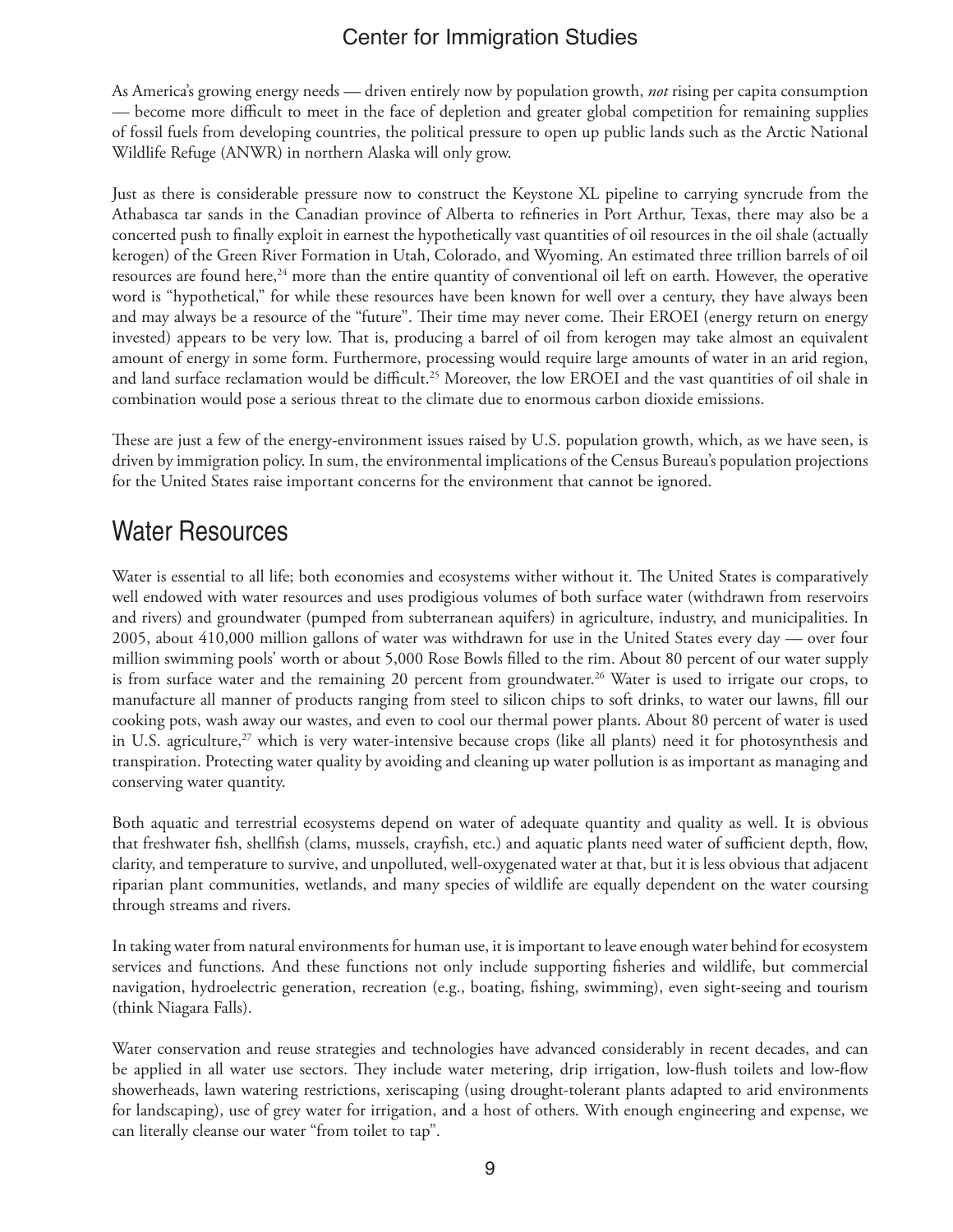As America's growing energy needs — driven entirely now by population growth, *not* rising per capita consumption — become more difficult to meet in the face of depletion and greater global competition for remaining supplies of fossil fuels from developing countries, the political pressure to open up public lands such as the Arctic National Wildlife Refuge (ANWR) in northern Alaska will only grow.

Just as there is considerable pressure now to construct the Keystone XL pipeline to carrying syncrude from the Athabasca tar sands in the Canadian province of Alberta to refineries in Port Arthur, Texas, there may also be a concerted push to finally exploit in earnest the hypothetically vast quantities of oil resources in the oil shale (actually kerogen) of the Green River Formation in Utah, Colorado, and Wyoming. An estimated three trillion barrels of oil resources are found here,[24] more than the entire quantity of conventional oil left on earth. However, the operative word is "hypothetical," for while these resources have been known for well over a century, they have always been and may always be a resource of the "future". Their time may never come. Their EROEI (energy return on energy invested) appears to be very low. That is, producing a barrel of oil from kerogen may take almost an equivalent amount of energy in some form. Furthermore, processing would require large amounts of water in an arid region, and land surface reclamation would be difficult.[25] Moreover, the low EROEI and the vast quantities of oil shale in combination would pose a serious threat to the climate due to enormous carbon dioxide emissions.

These are just a few of the energy-environment issues raised by U.S. population growth, which, as we have seen, is driven by immigration policy. In sum, the environmental implications of the Census Bureau's population projections for the United States raise important concerns for the environment that cannot be ignored.

## Water Resources

Water is essential to all life; both economies and ecosystems wither without it. The United States is comparatively well endowed with water resources and uses prodigious volumes of both surface water (withdrawn from reservoirs and rivers) and groundwater (pumped from subterranean aquifers) in agriculture, industry, and municipalities. In 2005, about 410,000 million gallons of water was withdrawn for use in the United States every day — over four million swimming pools' worth or about 5,000 Rose Bowls filled to the rim. About 80 percent of our water supply is from surface water and the remaining 20 percent from groundwater.[26] Water is used to irrigate our crops, to manufacture all manner of products ranging from steel to silicon chips to soft drinks, to water our lawns, fill our cooking pots, wash away our wastes, and even to cool our thermal power plants. About 80 percent of water is used in U.S. agriculture,[27] which is very water-intensive because crops (like all plants) need it for photosynthesis and transpiration. Protecting water quality by avoiding and cleaning up water pollution is as important as managing and conserving water quantity.

Both aquatic and terrestrial ecosystems depend on water of adequate quantity and quality as well. It is obvious that freshwater fish, shellfish (clams, mussels, crayfish, etc.) and aquatic plants need water of sufficient depth, flow, clarity, and temperature to survive, and unpolluted, well-oxygenated water at that, but it is less obvious that adjacent riparian plant communities, wetlands, and many species of wildlife are equally dependent on the water coursing through streams and rivers.

In taking water from natural environments for human use, it is important to leave enough water behind for ecosystem services and functions. And these functions not only include supporting fisheries and wildlife, but commercial navigation, hydroelectric generation, recreation (e.g., boating, fishing, swimming), even sight-seeing and tourism (think Niagara Falls).

Water conservation and reuse strategies and technologies have advanced considerably in recent decades, and can be applied in all water use sectors. They include water metering, drip irrigation, low-flush toilets and low-flow showerheads, lawn watering restrictions, xeriscaping (using drought-tolerant plants adapted to arid environments for landscaping), use of grey water for irrigation, and a host of others. With enough engineering and expense, we can literally cleanse our water "from toilet to tap".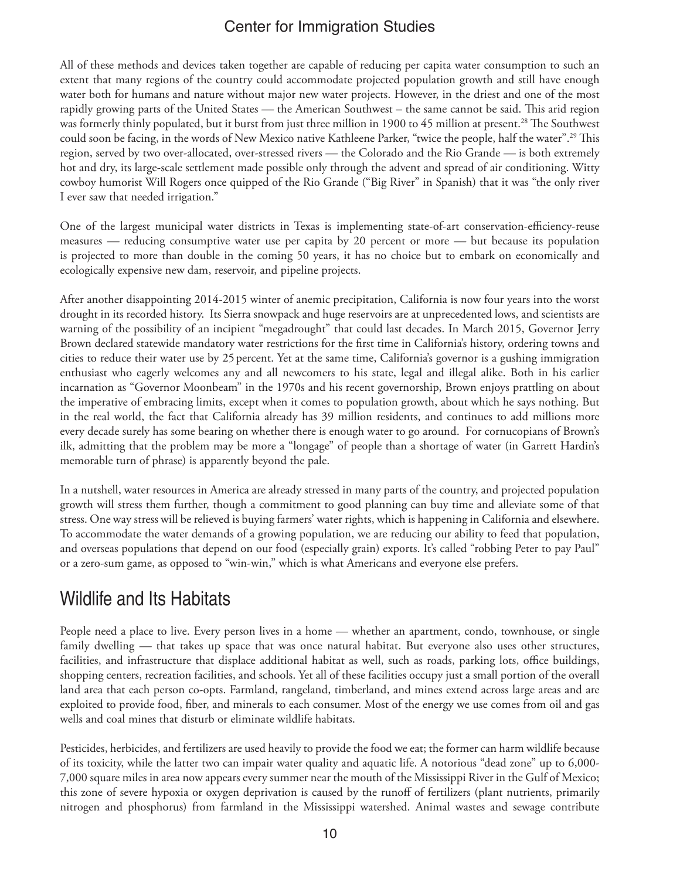All of these methods and devices taken together are capable of reducing per capita water consumption to such an extent that many regions of the country could accommodate projected population growth and still have enough water both for humans and nature without major new water projects. However, in the driest and one of the most rapidly growing parts of the United States — the American Southwest – the same cannot be said. This arid region was formerly thinly populated, but it burst from just three million in 1900 to 45 million at present.[28] The Southwest could soon be facing, in the words of New Mexico native Kathleene Parker, "twice the people, half the water".[29] This region, served by two over-allocated, over-stressed rivers — the Colorado and the Rio Grande — is both extremely hot and dry, its large-scale settlement made possible only through the advent and spread of air conditioning. Witty cowboy humorist Will Rogers once quipped of the Rio Grande ("Big River" in Spanish) that it was "the only river I ever saw that needed irrigation."

One of the largest municipal water districts in Texas is implementing state-of-art conservation-efficiency-reuse measures — reducing consumptive water use per capita by 20 percent or more — but because its population is projected to more than double in the coming 50 years, it has no choice but to embark on economically and ecologically expensive new dam, reservoir, and pipeline projects.

After another disappointing 2014-2015 winter of anemic precipitation, California is now four years into the worst drought in its recorded history. Its Sierra snowpack and huge reservoirs are at unprecedented lows, and scientists are warning of the possibility of an incipient "megadrought" that could last decades. In March 2015, Governor Jerry Brown declared statewide mandatory water restrictions for the first time in California's history, ordering towns and cities to reduce their water use by 25 percent. Yet at the same time, California's governor is a gushing immigration enthusiast who eagerly welcomes any and all newcomers to his state, legal and illegal alike. Both in his earlier incarnation as "Governor Moonbeam" in the 1970s and his recent governorship, Brown enjoys prattling on about the imperative of embracing limits, except when it comes to population growth, about which he says nothing. But in the real world, the fact that California already has 39 million residents, and continues to add millions more every decade surely has some bearing on whether there is enough water to go around. For cornucopians of Brown's ilk, admitting that the problem may be more a "longage" of people than a shortage of water (in Garrett Hardin's memorable turn of phrase) is apparently beyond the pale.

In a nutshell, water resources in America are already stressed in many parts of the country, and projected population growth will stress them further, though a commitment to good planning can buy time and alleviate some of that stress. One way stress will be relieved is buying farmers' water rights, which is happening in California and elsewhere. To accommodate the water demands of a growing population, we are reducing our ability to feed that population, and overseas populations that depend on our food (especially grain) exports. It's called "robbing Peter to pay Paul" or a zero-sum game, as opposed to "win-win," which is what Americans and everyone else prefers.

## Wildlife and Its Habitats

People need a place to live. Every person lives in a home — whether an apartment, condo, townhouse, or single family dwelling — that takes up space that was once natural habitat. But everyone also uses other structures, facilities, and infrastructure that displace additional habitat as well, such as roads, parking lots, office buildings, shopping centers, recreation facilities, and schools. Yet all of these facilities occupy just a small portion of the overall land area that each person co-opts. Farmland, rangeland, timberland, and mines extend across large areas and are exploited to provide food, fiber, and minerals to each consumer. Most of the energy we use comes from oil and gas wells and coal mines that disturb or eliminate wildlife habitats.

Pesticides, herbicides, and fertilizers are used heavily to provide the food we eat; the former can harm wildlife because of its toxicity, while the latter two can impair water quality and aquatic life. A notorious "dead zone" up to 6,000-7,000 square miles in area now appears every summer near the mouth of the Mississippi River in the Gulf of Mexico; this zone of severe hypoxia or oxygen deprivation is caused by the runoff of fertilizers (plant nutrients, primarily nitrogen and phosphorus) from farmland in the Mississippi watershed. Animal wastes and sewage contribute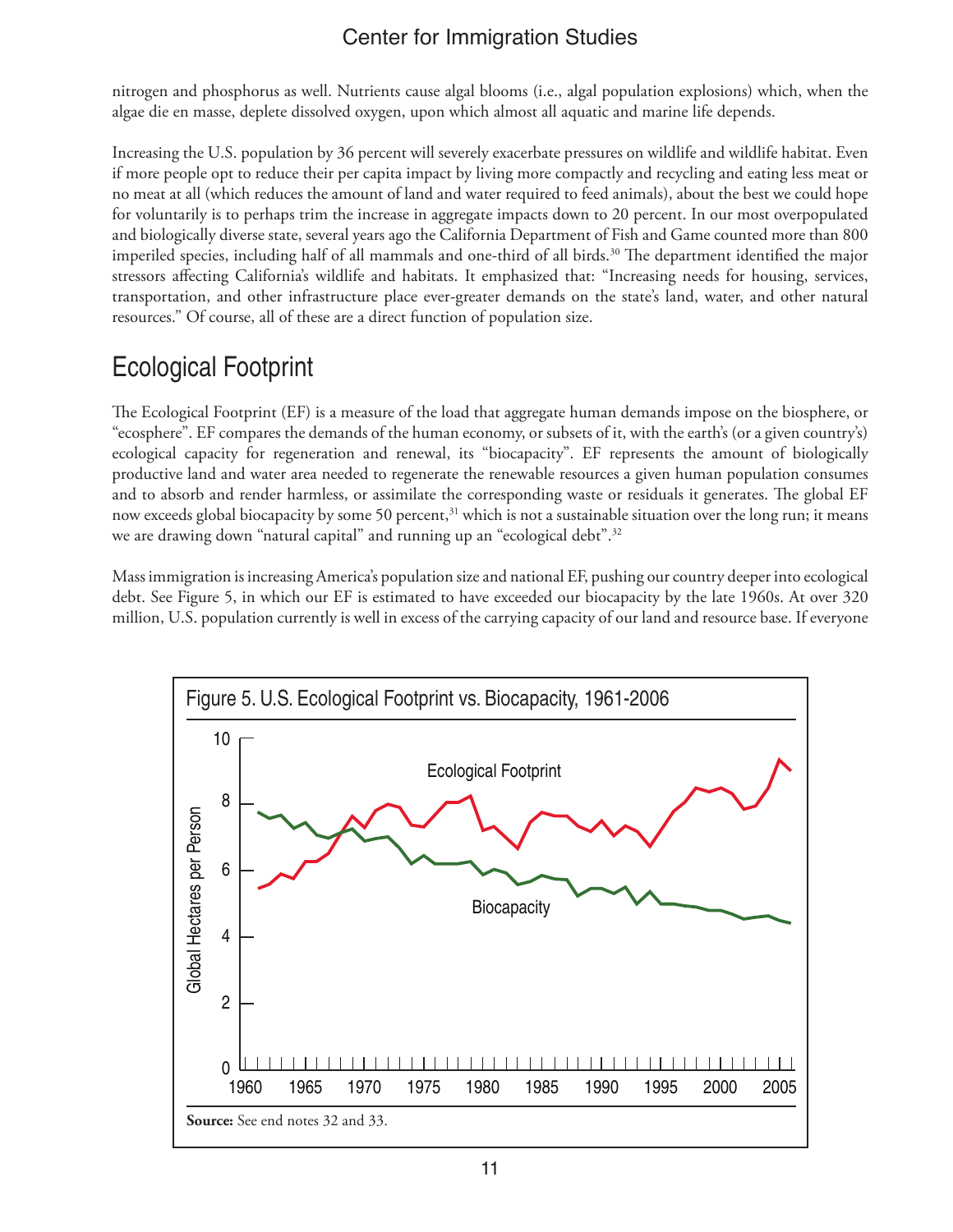nitrogen and phosphorus as well. Nutrients cause algal blooms (i.e., algal population explosions) which, when the algae die en masse, deplete dissolved oxygen, upon which almost all aquatic and marine life depends.

Increasing the U.S. population by 36 percent will severely exacerbate pressures on wildlife and wildlife habitat. Even if more people opt to reduce their per capita impact by living more compactly and recycling and eating less meat or no meat at all (which reduces the amount of land and water required to feed animals), about the best we could hope for voluntarily is to perhaps trim the increase in aggregate impacts down to 20 percent. In our most overpopulated and biologically diverse state, several years ago the California Department of Fish and Game counted more than 800 imperiled species, including half of all mammals and one-third of all birds.[30] The department identified the major stressors affecting California's wildlife and habitats. It emphasized that: "Increasing needs for housing, services, transportation, and other infrastructure place ever-greater demands on the state's land, water, and other natural resources." Of course, all of these are a direct function of population size.

## Ecological Footprint

The Ecological Footprint (EF) is a measure of the load that aggregate human demands impose on the biosphere, or "ecosphere". EF compares the demands of the human economy, or subsets of it, with the earth's (or a given country's) ecological capacity for regeneration and renewal, its "biocapacity". EF represents the amount of biologically productive land and water area needed to regenerate the renewable resources a given human population consumes and to absorb and render harmless, or assimilate the corresponding waste or residuals it generates. The global EF now exceeds global biocapacity by some 50 percent,[31] which is not a sustainable situation over the long run; it means we are drawing down "natural capital" and running up an "ecological debt".[32]

Mass immigration is increasing America's population size and national EF, pushing our country deeper into ecological debt. See Figure 5, in which our EF is estimated to have exceeded our biocapacity by the late 1960s. At over 320 million, U.S. population currently is well in excess of the carrying capacity of our land and resource base. If everyone

Figure 5. U.S. Ecological Footprint vs. Biocapacity, 1961-2006

**Source:** See end notes 32 and 33.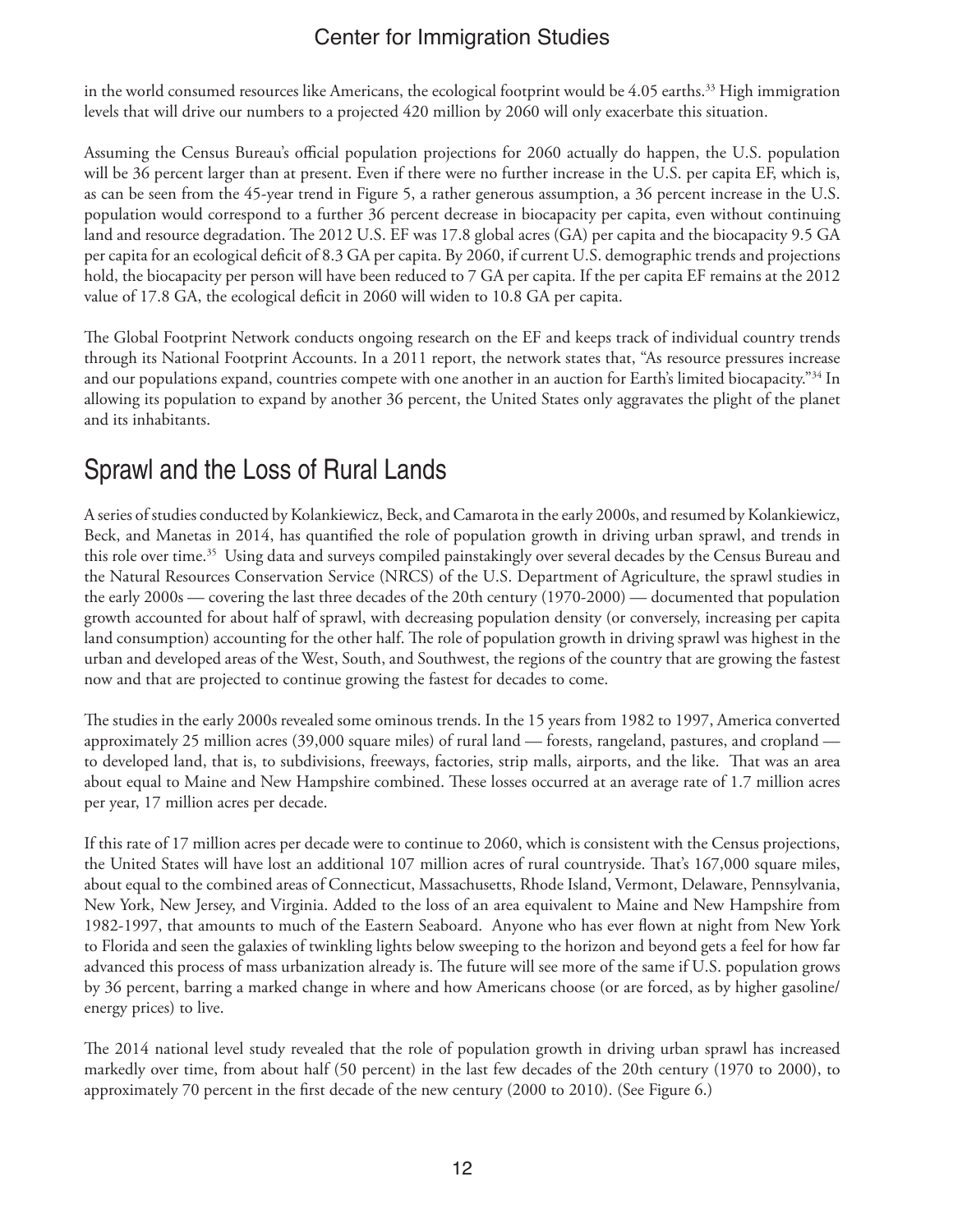in the world consumed resources like Americans, the ecological footprint would be 4.05 earths.[33] High immigration levels that will drive our numbers to a projected 420 million by 2060 will only exacerbate this situation.

Assuming the Census Bureau's official population projections for 2060 actually do happen, the U.S. population will be 36 percent larger than at present. Even if there were no further increase in the U.S. per capita EF, which is, as can be seen from the 45-year trend in Figure 5, a rather generous assumption, a 36 percent increase in the U.S. population would correspond to a further 36 percent decrease in biocapacity per capita, even without continuing land and resource degradation. The 2012 U.S. EF was 17.8 global acres (GA) per capita and the biocapacity 9.5 GA per capita for an ecological deficit of 8.3 GA per capita. By 2060, if current U.S. demographic trends and projections hold, the biocapacity per person will have been reduced to 7 GA per capita. If the per capita EF remains at the 2012 value of 17.8 GA, the ecological deficit in 2060 will widen to 10.8 GA per capita.

The Global Footprint Network conducts ongoing research on the EF and keeps track of individual country trends through its National Footprint Accounts. In a 2011 report, the network states that, "As resource pressures increase and our populations expand, countries compete with one another in an auction for Earth's limited biocapacity."[34] In allowing its population to expand by another 36 percent, the United States only aggravates the plight of the planet and its inhabitants.

## Sprawl and the Loss of Rural Lands

A series of studies conducted by Kolankiewicz, Beck, and Camarota in the early 2000s, and resumed by Kolankiewicz, Beck, and Manetas in 2014, has quantified the role of population growth in driving urban sprawl, and trends in this role over time.[35] Using data and surveys compiled painstakingly over several decades by the Census Bureau and the Natural Resources Conservation Service (NRCS) of the U.S. Department of Agriculture, the sprawl studies in the early 2000s — covering the last three decades of the 20th century (1970-2000) — documented that population growth accounted for about half of sprawl, with decreasing population density (or conversely, increasing per capita land consumption) accounting for the other half. The role of population growth in driving sprawl was highest in the urban and developed areas of the West, South, and Southwest, the regions of the country that are growing the fastest now and that are projected to continue growing the fastest for decades to come.

The studies in the early 2000s revealed some ominous trends. In the 15 years from 1982 to 1997, America converted approximately 25 million acres (39,000 square miles) of rural land — forests, rangeland, pastures, and cropland — to developed land, that is, to subdivisions, freeways, factories, strip malls, airports, and the like. That was an area about equal to Maine and New Hampshire combined. These losses occurred at an average rate of 1.7 million acres per year, 17 million acres per decade.

If this rate of 17 million acres per decade were to continue to 2060, which is consistent with the Census projections, the United States will have lost an additional 107 million acres of rural countryside. That's 167,000 square miles, about equal to the combined areas of Connecticut, Massachusetts, Rhode Island, Vermont, Delaware, Pennsylvania, New York, New Jersey, and Virginia. Added to the loss of an area equivalent to Maine and New Hampshire from 1982-1997, that amounts to much of the Eastern Seaboard. Anyone who has ever flown at night from New York to Florida and seen the galaxies of twinkling lights below sweeping to the horizon and beyond gets a feel for how far advanced this process of mass urbanization already is. The future will see more of the same if U.S. population grows by 36 percent, barring a marked change in where and how Americans choose (or are forced, as by higher gasoline/energy prices) to live.

The 2014 national level study revealed that the role of population growth in driving urban sprawl has increased markedly over time, from about half (50 percent) in the last few decades of the 20th century (1970 to 2000), to approximately 70 percent in the first decade of the new century (2000 to 2010). (See Figure 6.)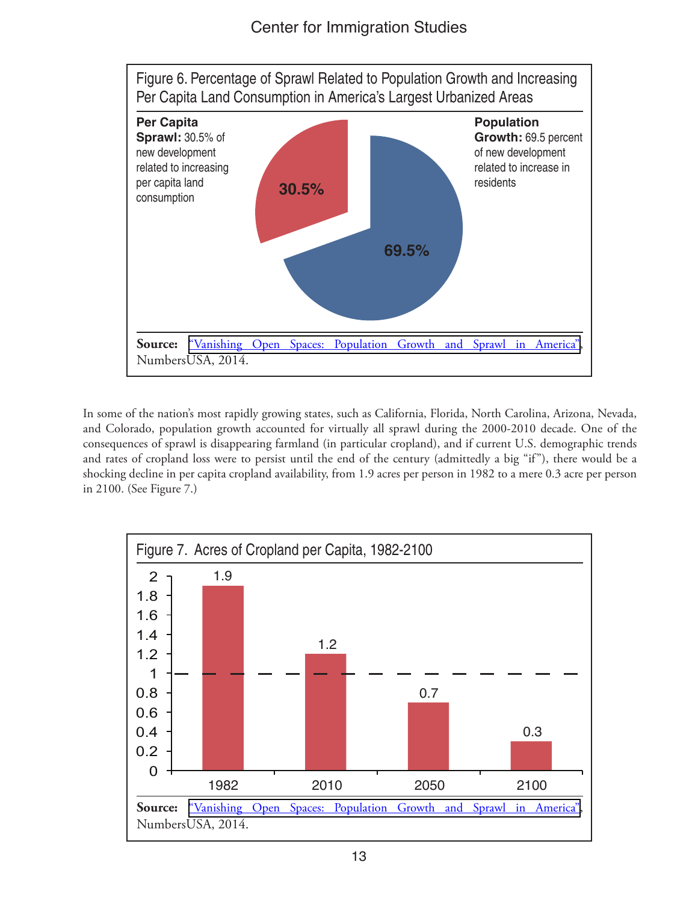Figure 6. Percentage of Sprawl Related to Population Growth and Increasing Per Capita Land Consumption in America's Largest Urbanized Areas

**Per Capita Sprawl:** 30.5% of new development related to increasing per capita land consumption

**Population Growth:** 69.5 percent of new development related to increase in residents

| Category | Percentage |
| --- | --- |
| Per Capita Sprawl | 30.5% |
| Population Growth | 69.5% |

**Source:** "Vanishing Open Spaces: Population Growth and Sprawl in America", NumbersUSA, 2014.

In some of the nation's most rapidly growing states, such as California, Florida, North Carolina, Arizona, Nevada, and Colorado, population growth accounted for virtually all sprawl during the 2000-2010 decade. One of the consequences of sprawl is disappearing farmland (in particular cropland), and if current U.S. demographic trends and rates of cropland loss were to persist until the end of the century (admittedly a big "if"), there would be a shocking decline in per capita cropland availability, from 1.9 acres per person in 1982 to a mere 0.3 acre per person in 2100. (See Figure 7.)

Figure 7. Acres of Cropland per Capita, 1982-2100

| Year | Acres per capita |
| --- | --- |
| 1982 | 1.9 |
| 2010 | 1.2 |
| 2050 | 0.7 |
| 2100 | 0.3 |

**Source:** "Vanishing Open Spaces: Population Growth and Sprawl in America", NumbersUSA, 2014.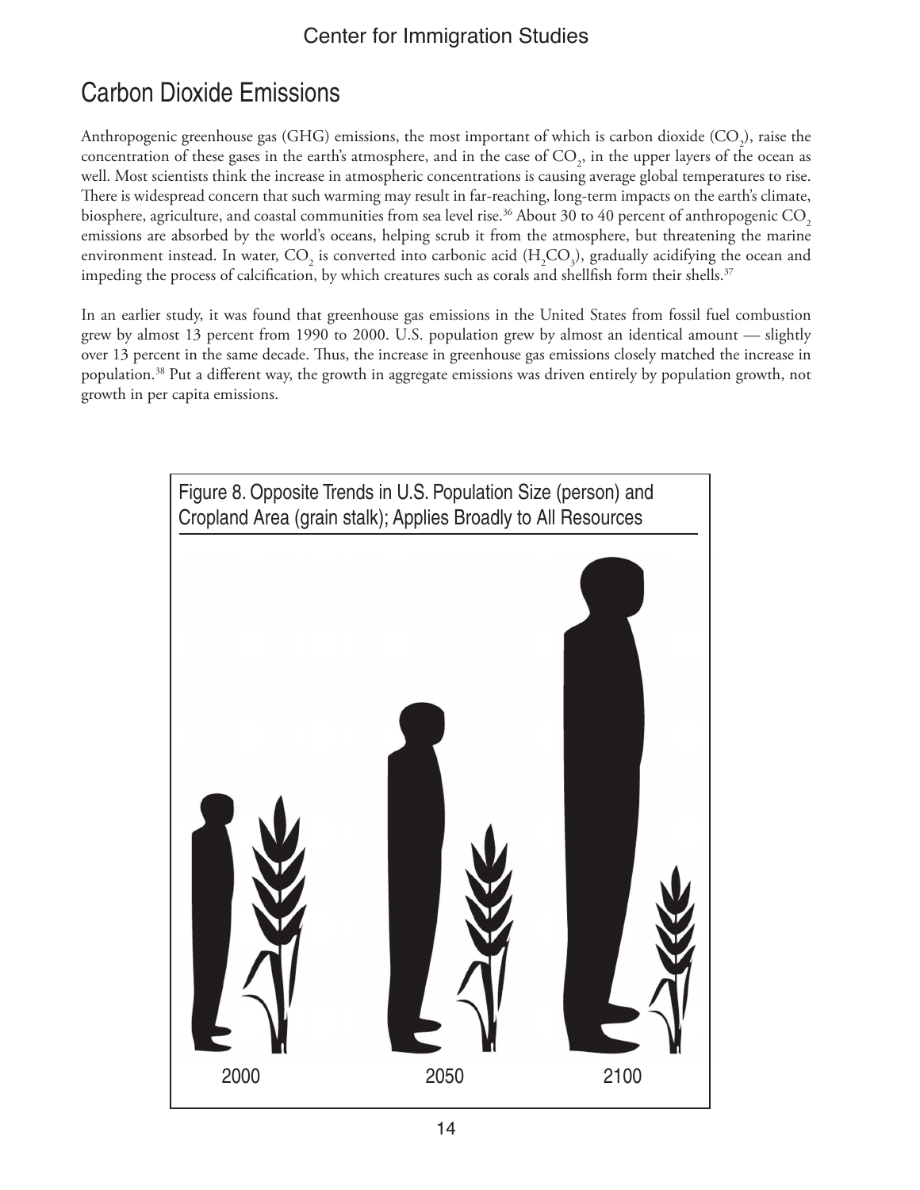## Carbon Dioxide Emissions

Anthropogenic greenhouse gas (GHG) emissions, the most important of which is carbon dioxide ($CO_2$), raise the concentration of these gases in the earth's atmosphere, and in the case of $CO_2$, in the upper layers of the ocean as well. Most scientists think the increase in atmospheric concentrations is causing average global temperatures to rise. There is widespread concern that such warming may result in far-reaching, long-term impacts on the earth's climate, biosphere, agriculture, and coastal communities from sea level rise.[36] About 30 to 40 percent of anthropogenic $CO_2$ emissions are absorbed by the world's oceans, helping scrub it from the atmosphere, but threatening the marine environment instead. In water, $CO_2$ is converted into carbonic acid ($H_2CO_3$), gradually acidifying the ocean and impeding the process of calcification, by which creatures such as corals and shellfish form their shells.[37]

In an earlier study, it was found that greenhouse gas emissions in the United States from fossil fuel combustion grew by almost 13 percent from 1990 to 2000. U.S. population grew by almost an identical amount — slightly over 13 percent in the same decade. Thus, the increase in greenhouse gas emissions closely matched the increase in population.[38] Put a different way, the growth in aggregate emissions was driven entirely by population growth, not growth in per capita emissions.

Figure 8. Opposite Trends in U.S. Population Size (person) and Cropland Area (grain stalk); Applies Broadly to All Resources

2000 2050 2100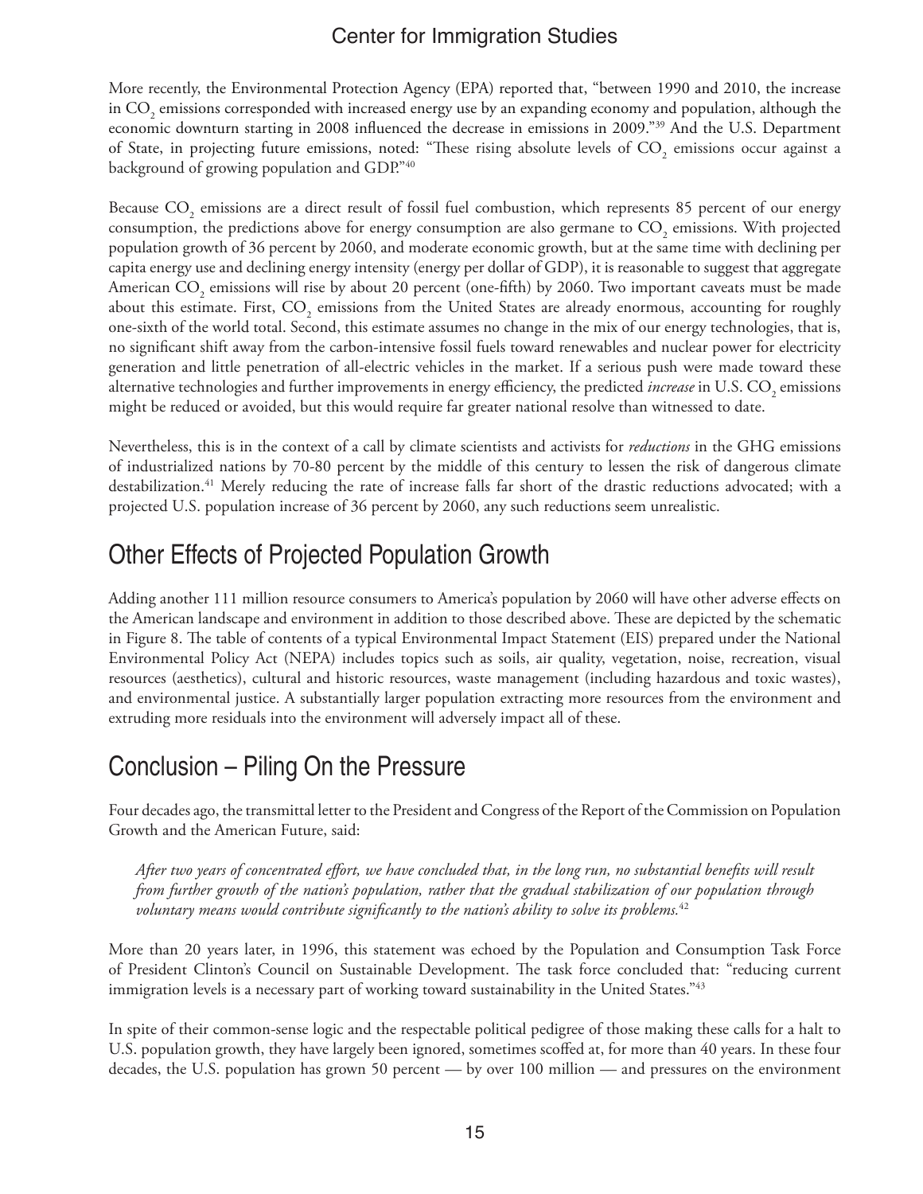More recently, the Environmental Protection Agency (EPA) reported that, "between 1990 and 2010, the increase in $CO_2$ emissions corresponded with increased energy use by an expanding economy and population, although the economic downturn starting in 2008 influenced the decrease in emissions in 2009."[39] And the U.S. Department of State, in projecting future emissions, noted: "These rising absolute levels of $CO_2$ emissions occur against a background of growing population and GDP."[40]

Because $CO_2$ emissions are a direct result of fossil fuel combustion, which represents 85 percent of our energy consumption, the predictions above for energy consumption are also germane to $CO_2$ emissions. With projected population growth of 36 percent by 2060, and moderate economic growth, but at the same time with declining per capita energy use and declining energy intensity (energy per dollar of GDP), it is reasonable to suggest that aggregate American $CO_2$ emissions will rise by about 20 percent (one-fifth) by 2060. Two important caveats must be made about this estimate. First, $CO_2$ emissions from the United States are already enormous, accounting for roughly one-sixth of the world total. Second, this estimate assumes no change in the mix of our energy technologies, that is, no significant shift away from the carbon-intensive fossil fuels toward renewables and nuclear power for electricity generation and little penetration of all-electric vehicles in the market. If a serious push were made toward these alternative technologies and further improvements in energy efficiency, the predicted *increase* in U.S. $CO_2$ emissions might be reduced or avoided, but this would require far greater national resolve than witnessed to date.

Nevertheless, this is in the context of a call by climate scientists and activists for *reductions* in the GHG emissions of industrialized nations by 70-80 percent by the middle of this century to lessen the risk of dangerous climate destabilization.[41] Merely reducing the rate of increase falls far short of the drastic reductions advocated; with a projected U.S. population increase of 36 percent by 2060, any such reductions seem unrealistic.

## Other Effects of Projected Population Growth

Adding another 111 million resource consumers to America's population by 2060 will have other adverse effects on the American landscape and environment in addition to those described above. These are depicted by the schematic in Figure 8. The table of contents of a typical Environmental Impact Statement (EIS) prepared under the National Environmental Policy Act (NEPA) includes topics such as soils, air quality, vegetation, noise, recreation, visual resources (aesthetics), cultural and historic resources, waste management (including hazardous and toxic wastes), and environmental justice. A substantially larger population extracting more resources from the environment and extruding more residuals into the environment will adversely impact all of these.

## Conclusion – Piling On the Pressure

Four decades ago, the transmittal letter to the President and Congress of the Report of the Commission on Population Growth and the American Future, said:

> *After two years of concentrated effort, we have concluded that, in the long run, no substantial benefits will result from further growth of the nation's population, rather that the gradual stabilization of our population through voluntary means would contribute significantly to the nation's ability to solve its problems.*[42]

More than 20 years later, in 1996, this statement was echoed by the Population and Consumption Task Force of President Clinton's Council on Sustainable Development. The task force concluded that: "reducing current immigration levels is a necessary part of working toward sustainability in the United States."[43]

In spite of their common-sense logic and the respectable political pedigree of those making these calls for a halt to U.S. population growth, they have largely been ignored, sometimes scoffed at, for more than 40 years. In these four decades, the U.S. population has grown 50 percent — by over 100 million — and pressures on the environment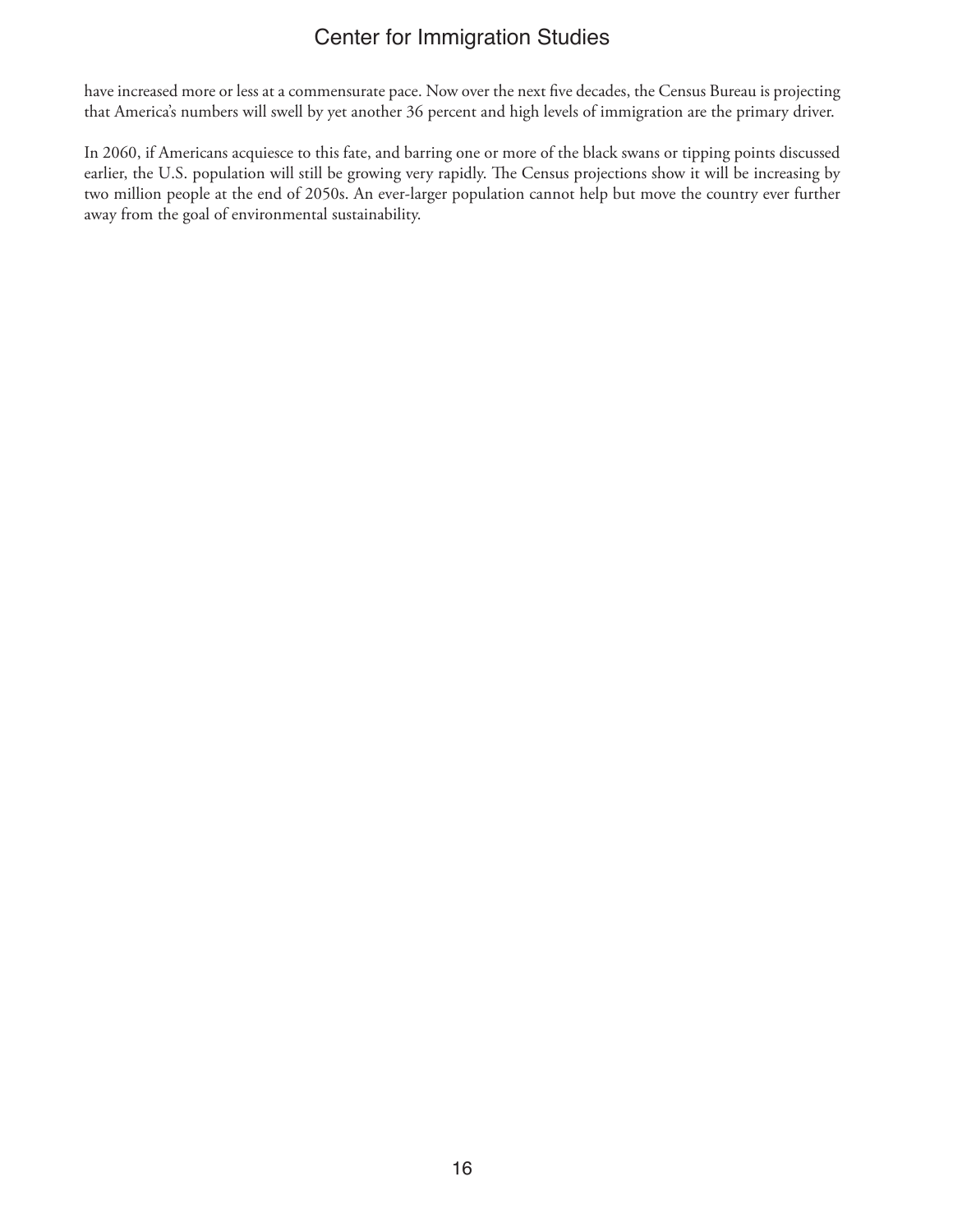have increased more or less at a commensurate pace. Now over the next five decades, the Census Bureau is projecting that America's numbers will swell by yet another 36 percent and high levels of immigration are the primary driver.

In 2060, if Americans acquiesce to this fate, and barring one or more of the black swans or tipping points discussed earlier, the U.S. population will still be growing very rapidly. The Census projections show it will be increasing by two million people at the end of 2050s. An ever-larger population cannot help but move the country ever further away from the goal of environmental sustainability.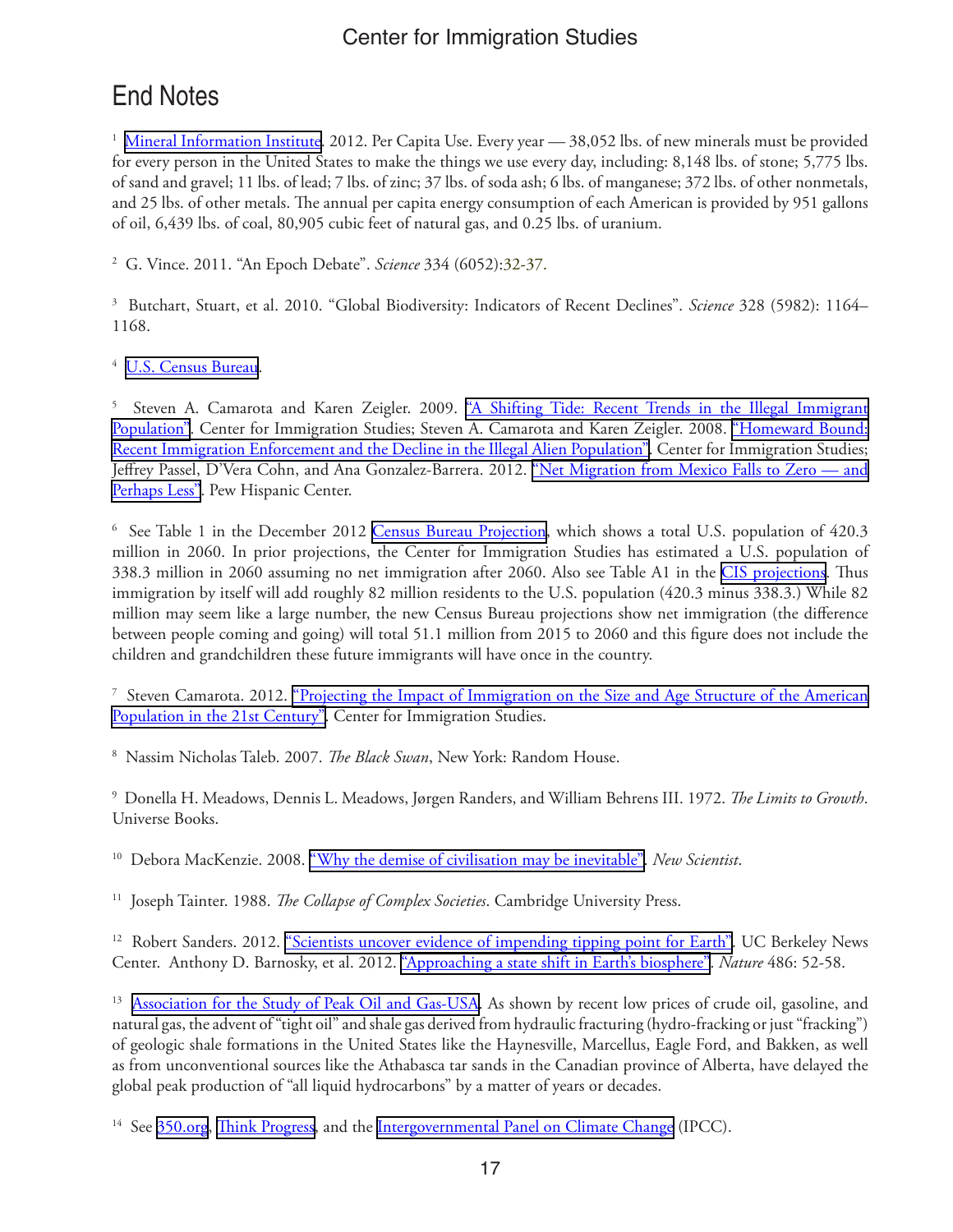## End Notes

[1] Mineral Information Institute. 2012. Per Capita Use. Every year — 38,052 lbs. of new minerals must be provided for every person in the United States to make the things we use every day, including: 8,148 lbs. of stone; 5,775 lbs. of sand and gravel; 11 lbs. of lead; 7 lbs. of zinc; 37 lbs. of soda ash; 6 lbs. of manganese; 372 lbs. of other nonmetals, and 25 lbs. of other metals. The annual per capita energy consumption of each American is provided by 951 gallons of oil, 6,439 lbs. of coal, 80,905 cubic feet of natural gas, and 0.25 lbs. of uranium.

[2] G. Vince. 2011. "An Epoch Debate". *Science* 334 (6052):32-37.

[3] Butchart, Stuart, et al. 2010. "Global Biodiversity: Indicators of Recent Declines". *Science* 328 (5982): 1164–1168.

[4] U.S. Census Bureau.

[5] Steven A. Camarota and Karen Zeigler. 2009. "A Shifting Tide: Recent Trends in the Illegal Immigrant Population". Center for Immigration Studies; Steven A. Camarota and Karen Zeigler. 2008. "Homeward Bound: Recent Immigration Enforcement and the Decline in the Illegal Alien Population". Center for Immigration Studies; Jeffrey Passel, D'Vera Cohn, and Ana Gonzalez-Barrera. 2012. "Net Migration from Mexico Falls to Zero — and Perhaps Less". Pew Hispanic Center.

[6] See Table 1 in the December 2012 Census Bureau Projection, which shows a total U.S. population of 420.3 million in 2060. In prior projections, the Center for Immigration Studies has estimated a U.S. population of 338.3 million in 2060 assuming no net immigration after 2060. Also see Table A1 in the CIS projections. Thus immigration by itself will add roughly 82 million residents to the U.S. population (420.3 minus 338.3.) While 82 million may seem like a large number, the new Census Bureau projections show net immigration (the difference between people coming and going) will total 51.1 million from 2015 to 2060 and this figure does not include the children and grandchildren these future immigrants will have once in the country.

[7] Steven Camarota. 2012. "Projecting the Impact of Immigration on the Size and Age Structure of the American Population in the 21st Century". Center for Immigration Studies.

[8] Nassim Nicholas Taleb. 2007. *The Black Swan*, New York: Random House.

[9] Donella H. Meadows, Dennis L. Meadows, Jørgen Randers, and William Behrens III. 1972. *The Limits to Growth*. Universe Books.

[10] Debora MacKenzie. 2008. "Why the demise of civilisation may be inevitable". *New Scientist*.

[11] Joseph Tainter. 1988. *The Collapse of Complex Societies*. Cambridge University Press.

[12] Robert Sanders. 2012. "Scientists uncover evidence of impending tipping point for Earth". UC Berkeley News Center. Anthony D. Barnosky, et al. 2012. "Approaching a state shift in Earth's biosphere". *Nature* 486: 52-58.

[13] Association for the Study of Peak Oil and Gas-USA. As shown by recent low prices of crude oil, gasoline, and natural gas, the advent of "tight oil" and shale gas derived from hydraulic fracturing (hydro-fracking or just "fracking") of geologic shale formations in the United States like the Haynesville, Marcellus, Eagle Ford, and Bakken, as well as from unconventional sources like the Athabasca tar sands in the Canadian province of Alberta, have delayed the global peak production of "all liquid hydrocarbons" by a matter of years or decades.

[14] See 350.org, Think Progress, and the Intergovernmental Panel on Climate Change (IPCC).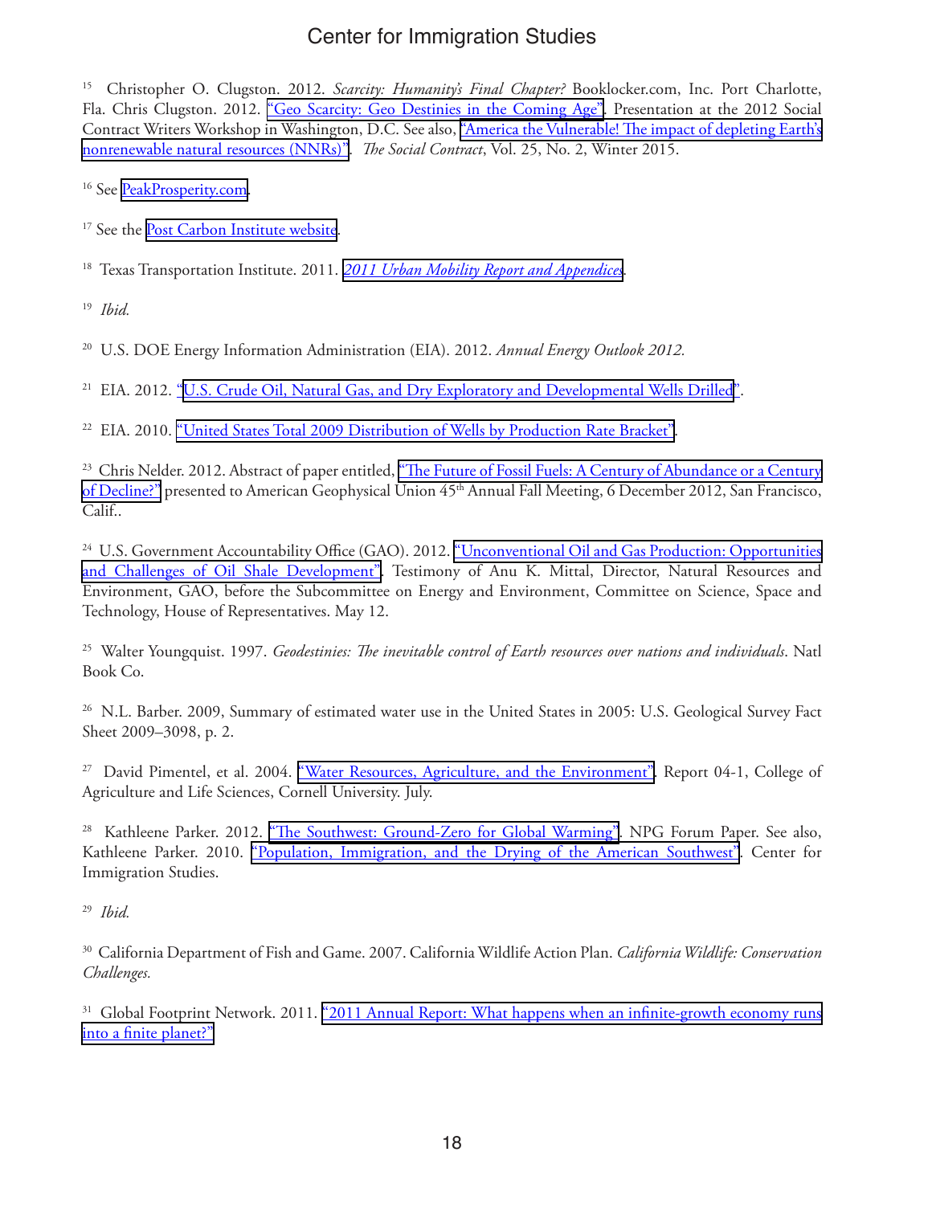[15] Christopher O. Clugston. 2012. *Scarcity: Humanity's Final Chapter?* Booklocker.com, Inc. Port Charlotte, Fla. Chris Clugston. 2012. "Geo Scarcity: Geo Destinies in the Coming Age". Presentation at the 2012 Social Contract Writers Workshop in Washington, D.C. See also, "America the Vulnerable! The impact of depleting Earth's nonrenewable natural resources (NNRs)". *The Social Contract*, Vol. 25, No. 2, Winter 2015.

[16] See PeakProsperity.com.

[17] See the Post Carbon Institute website.

[18] Texas Transportation Institute. 2011. *2011 Urban Mobility Report and Appendices*.

[19] *Ibid.*

[20] U.S. DOE Energy Information Administration (EIA). 2012. *Annual Energy Outlook 2012.*

[21] EIA. 2012. "U.S. Crude Oil, Natural Gas, and Dry Exploratory and Developmental Wells Drilled".

[22] EIA. 2010. "United States Total 2009 Distribution of Wells by Production Rate Bracket".

[23] Chris Nelder. 2012. Abstract of paper entitled, "The Future of Fossil Fuels: A Century of Abundance or a Century of Decline?" presented to American Geophysical Union 45th Annual Fall Meeting, 6 December 2012, San Francisco, Calif..

[24] U.S. Government Accountability Office (GAO). 2012. "Unconventional Oil and Gas Production: Opportunities and Challenges of Oil Shale Development". Testimony of Anu K. Mittal, Director, Natural Resources and Environment, GAO, before the Subcommittee on Energy and Environment, Committee on Science, Space and Technology, House of Representatives. May 12.

[25] Walter Youngquist. 1997. *Geodestinies: The inevitable control of Earth resources over nations and individuals*. Natl Book Co.

[26] N.L. Barber. 2009, Summary of estimated water use in the United States in 2005: U.S. Geological Survey Fact Sheet 2009–3098, p. 2.

[27] David Pimentel, et al. 2004. "Water Resources, Agriculture, and the Environment". Report 04-1, College of Agriculture and Life Sciences, Cornell University. July.

[28] Kathleene Parker. 2012. "The Southwest: Ground-Zero for Global Warming". NPG Forum Paper. See also, Kathleene Parker. 2010. "Population, Immigration, and the Drying of the American Southwest". Center for Immigration Studies.

[29] *Ibid.*

[30] California Department of Fish and Game. 2007. California Wildlife Action Plan. *California Wildlife: Conservation Challenges.*

[31] Global Footprint Network. 2011. "2011 Annual Report: What happens when an infinite-growth economy runs into a finite planet?"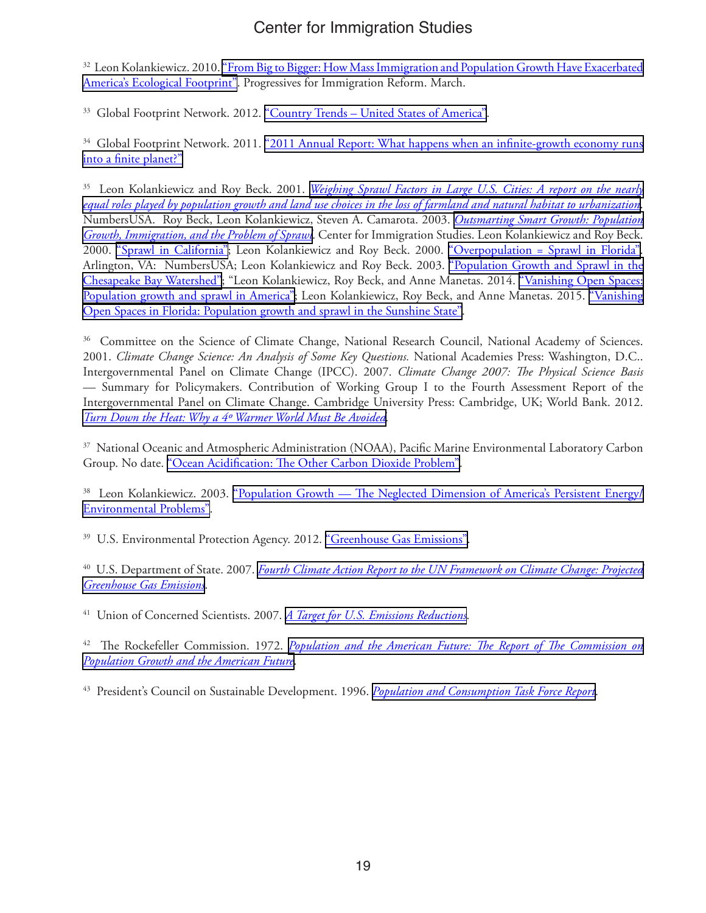[32] Leon Kolankiewicz. 2010. "From Big to Bigger: How Mass Immigration and Population Growth Have Exacerbated America's Ecological Footprint". Progressives for Immigration Reform. March.

[33] Global Footprint Network. 2012. "Country Trends – United States of America".

[34] Global Footprint Network. 2011. "2011 Annual Report: What happens when an infinite-growth economy runs into a finite planet?"

[35] Leon Kolankiewicz and Roy Beck. 2001. *Weighing Sprawl Factors in Large U.S. Cities: A report on the nearly equal roles played by population growth and land use choices in the loss of farmland and natural habitat to urbanization*. NumbersUSA. Roy Beck, Leon Kolankiewicz, Steven A. Camarota. 2003. *Outsmarting Smart Growth: Population Growth, Immigration, and the Problem of Sprawl*. Center for Immigration Studies. Leon Kolankiewicz and Roy Beck. 2000. "Sprawl in California"; Leon Kolankiewicz and Roy Beck. 2000. "Overpopulation = Sprawl in Florida". Arlington, VA: NumbersUSA; Leon Kolankiewicz and Roy Beck. 2003. "Population Growth and Sprawl in the Chesapeake Bay Watershed"; "Leon Kolankiewicz, Roy Beck, and Anne Manetas. 2014. "Vanishing Open Spaces: Population growth and sprawl in America"; Leon Kolankiewicz, Roy Beck, and Anne Manetas. 2015. "Vanishing Open Spaces in Florida: Population growth and sprawl in the Sunshine State".

[36] Committee on the Science of Climate Change, National Research Council, National Academy of Sciences. 2001. *Climate Change Science: An Analysis of Some Key Questions.* National Academies Press: Washington, D.C.. Intergovernmental Panel on Climate Change (IPCC). 2007. *Climate Change 2007: The Physical Science Basis* — Summary for Policymakers. Contribution of Working Group I to the Fourth Assessment Report of the Intergovernmental Panel on Climate Change. Cambridge University Press: Cambridge, UK; World Bank. 2012. *Turn Down the Heat: Why a 4º Warmer World Must Be Avoided*.

[37] National Oceanic and Atmospheric Administration (NOAA), Pacific Marine Environmental Laboratory Carbon Group. No date. "Ocean Acidification: The Other Carbon Dioxide Problem".

[38] Leon Kolankiewicz. 2003. "Population Growth — The Neglected Dimension of America's Persistent Energy/Environmental Problems".

[39] U.S. Environmental Protection Agency. 2012. "Greenhouse Gas Emissions".

[40] U.S. Department of State. 2007. *Fourth Climate Action Report to the UN Framework on Climate Change: Projected Greenhouse Gas Emissions*.

[41] Union of Concerned Scientists. 2007. *A Target for U.S. Emissions Reductions*.

[42] The Rockefeller Commission. 1972. *Population and the American Future: The Report of The Commission on Population Growth and the American Future*.

[43] President's Council on Sustainable Development. 1996. *Population and Consumption Task Force Report*.